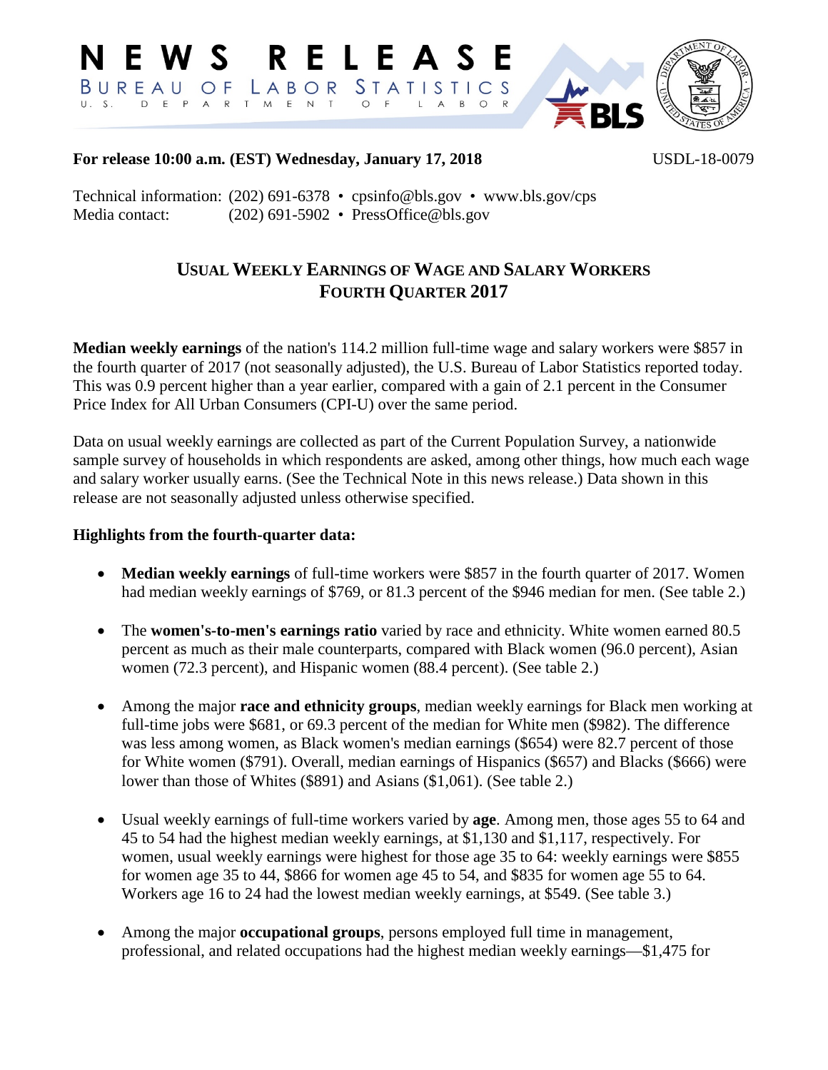# NEWS RELEASE

BUREAU OF LABOR STATISTICS

U. S. DEPARTMENT OF LABOR

**For release 10:00 a.m. (EST) Wednesday, January 17, 2018** USDL-18-0079

Technical information: (202) 691-6378 • cpsinfo@bls.gov • www.bls.gov/cps
Media contact: (202) 691-5902 • PressOffice@bls.gov

## USUAL WEEKLY EARNINGS OF WAGE AND SALARY WORKERS FOURTH QUARTER 2017

**Median weekly earnings** of the nation's 114.2 million full-time wage and salary workers were $857 in the fourth quarter of 2017 (not seasonally adjusted), the U.S. Bureau of Labor Statistics reported today. This was 0.9 percent higher than a year earlier, compared with a gain of 2.1 percent in the Consumer Price Index for All Urban Consumers (CPI-U) over the same period.

Data on usual weekly earnings are collected as part of the Current Population Survey, a nationwide sample survey of households in which respondents are asked, among other things, how much each wage and salary worker usually earns. (See the Technical Note in this news release.) Data shown in this release are not seasonally adjusted unless otherwise specified.

**Highlights from the fourth-quarter data:**

- **Median weekly earnings** of full-time workers were $857 in the fourth quarter of 2017. Women had median weekly earnings of $769, or 81.3 percent of the $946 median for men. (See table 2.)

- The **women's-to-men's earnings ratio** varied by race and ethnicity. White women earned 80.5 percent as much as their male counterparts, compared with Black women (96.0 percent), Asian women (72.3 percent), and Hispanic women (88.4 percent). (See table 2.)

- Among the major **race and ethnicity groups**, median weekly earnings for Black men working at full-time jobs were $681, or 69.3 percent of the median for White men ($982). The difference was less among women, as Black women's median earnings ($654) were 82.7 percent of those for White women ($791). Overall, median earnings of Hispanics ($657) and Blacks ($666) were lower than those of Whites ($891) and Asians ($1,061). (See table 2.)

- Usual weekly earnings of full-time workers varied by **age**. Among men, those ages 55 to 64 and 45 to 54 had the highest median weekly earnings, at $1,130 and $1,117, respectively. For women, usual weekly earnings were highest for those age 35 to 64: weekly earnings were $855 for women age 35 to 44, $866 for women age 45 to 54, and $835 for women age 55 to 64. Workers age 16 to 24 had the lowest median weekly earnings, at $549. (See table 3.)

- Among the major **occupational groups**, persons employed full time in management, professional, and related occupations had the highest median weekly earnings—$1,475 for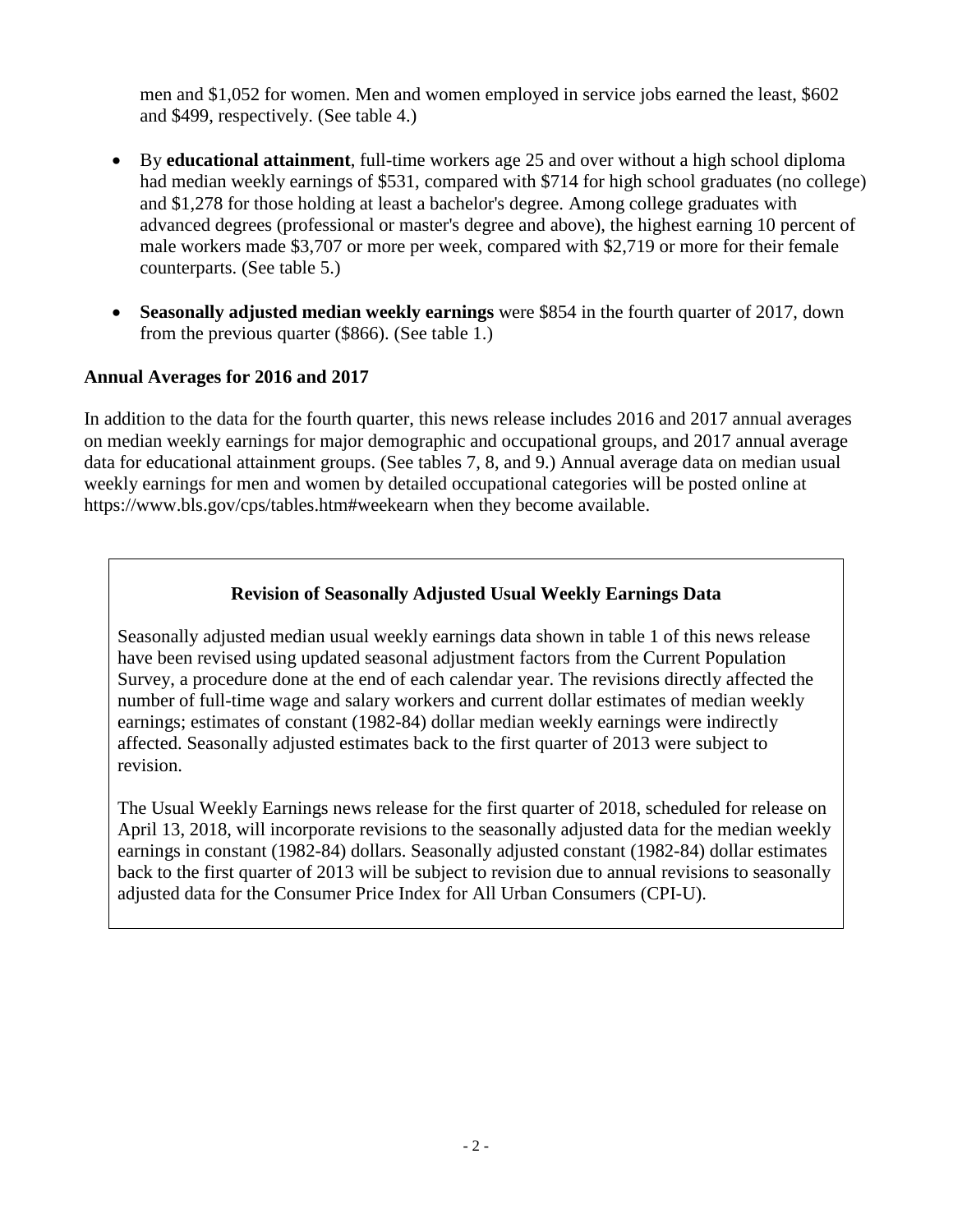men and $1,052 for women. Men and women employed in service jobs earned the least, $602 and $499, respectively. (See table 4.)

- By **educational attainment**, full-time workers age 25 and over without a high school diploma had median weekly earnings of $531, compared with $714 for high school graduates (no college) and $1,278 for those holding at least a bachelor's degree. Among college graduates with advanced degrees (professional or master's degree and above), the highest earning 10 percent of male workers made $3,707 or more per week, compared with $2,719 or more for their female counterparts. (See table 5.)

- **Seasonally adjusted median weekly earnings** were $854 in the fourth quarter of 2017, down from the previous quarter ($866). (See table 1.)

**Annual Averages for 2016 and 2017**

In addition to the data for the fourth quarter, this news release includes 2016 and 2017 annual averages on median weekly earnings for major demographic and occupational groups, and 2017 annual average data for educational attainment groups. (See tables 7, 8, and 9.) Annual average data on median usual weekly earnings for men and women by detailed occupational categories will be posted online at https://www.bls.gov/cps/tables.htm#weekearn when they become available.

**Revision of Seasonally Adjusted Usual Weekly Earnings Data**

Seasonally adjusted median usual weekly earnings data shown in table 1 of this news release have been revised using updated seasonal adjustment factors from the Current Population Survey, a procedure done at the end of each calendar year. The revisions directly affected the number of full-time wage and salary workers and current dollar estimates of median weekly earnings; estimates of constant (1982-84) dollar median weekly earnings were indirectly affected. Seasonally adjusted estimates back to the first quarter of 2013 were subject to revision.

The Usual Weekly Earnings news release for the first quarter of 2018, scheduled for release on April 13, 2018, will incorporate revisions to the seasonally adjusted data for the median weekly earnings in constant (1982-84) dollars. Seasonally adjusted constant (1982-84) dollar estimates back to the first quarter of 2013 will be subject to revision due to annual revisions to seasonally adjusted data for the Consumer Price Index for All Urban Consumers (CPI-U).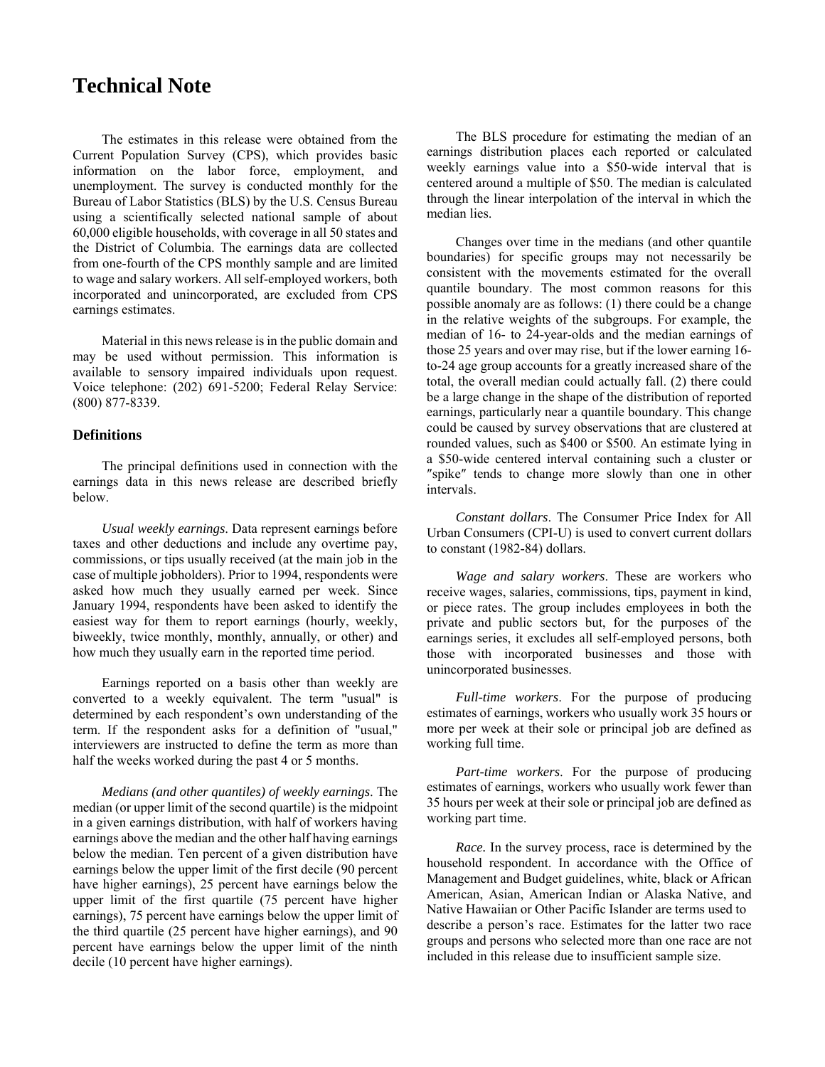# Technical Note

The estimates in this release were obtained from the Current Population Survey (CPS), which provides basic information on the labor force, employment, and unemployment. The survey is conducted monthly for the Bureau of Labor Statistics (BLS) by the U.S. Census Bureau using a scientifically selected national sample of about 60,000 eligible households, with coverage in all 50 states and the District of Columbia. The earnings data are collected from one-fourth of the CPS monthly sample and are limited to wage and salary workers. All self-employed workers, both incorporated and unincorporated, are excluded from CPS earnings estimates.

Material in this news release is in the public domain and may be used without permission. This information is available to sensory impaired individuals upon request. Voice telephone: (202) 691-5200; Federal Relay Service: (800) 877-8339.

### Definitions

The principal definitions used in connection with the earnings data in this news release are described briefly below.

*Usual weekly earnings*. Data represent earnings before taxes and other deductions and include any overtime pay, commissions, or tips usually received (at the main job in the case of multiple jobholders). Prior to 1994, respondents were asked how much they usually earned per week. Since January 1994, respondents have been asked to identify the easiest way for them to report earnings (hourly, weekly, biweekly, twice monthly, monthly, annually, or other) and how much they usually earn in the reported time period.

Earnings reported on a basis other than weekly are converted to a weekly equivalent. The term "usual" is determined by each respondent's own understanding of the term. If the respondent asks for a definition of "usual," interviewers are instructed to define the term as more than half the weeks worked during the past 4 or 5 months.

*Medians (and other quantiles) of weekly earnings*. The median (or upper limit of the second quartile) is the midpoint in a given earnings distribution, with half of workers having earnings above the median and the other half having earnings below the median. Ten percent of a given distribution have earnings below the upper limit of the first decile (90 percent have higher earnings), 25 percent have earnings below the upper limit of the first quartile (75 percent have higher earnings), 75 percent have earnings below the upper limit of the third quartile (25 percent have higher earnings), and 90 percent have earnings below the upper limit of the ninth decile (10 percent have higher earnings).

The BLS procedure for estimating the median of an earnings distribution places each reported or calculated weekly earnings value into a $50-wide interval that is centered around a multiple of $50. The median is calculated through the linear interpolation of the interval in which the median lies.

Changes over time in the medians (and other quantile boundaries) for specific groups may not necessarily be consistent with the movements estimated for the overall quantile boundary. The most common reasons for this possible anomaly are as follows: (1) there could be a change in the relative weights of the subgroups. For example, the median of 16- to 24-year-olds and the median earnings of those 25 years and over may rise, but if the lower earning 16-to-24 age group accounts for a greatly increased share of the total, the overall median could actually fall. (2) there could be a large change in the shape of the distribution of reported earnings, particularly near a quantile boundary. This change could be caused by survey observations that are clustered at rounded values, such as $400 or $500. An estimate lying in a $50-wide centered interval containing such a cluster or "spike" tends to change more slowly than one in other intervals.

*Constant dollars*. The Consumer Price Index for All Urban Consumers (CPI-U) is used to convert current dollars to constant (1982-84) dollars.

*Wage and salary workers*. These are workers who receive wages, salaries, commissions, tips, payment in kind, or piece rates. The group includes employees in both the private and public sectors but, for the purposes of the earnings series, it excludes all self-employed persons, both those with incorporated businesses and those with unincorporated businesses.

*Full-time workers*. For the purpose of producing estimates of earnings, workers who usually work 35 hours or more per week at their sole or principal job are defined as working full time.

*Part-time workers*. For the purpose of producing estimates of earnings, workers who usually work fewer than 35 hours per week at their sole or principal job are defined as working part time.

*Race.* In the survey process, race is determined by the household respondent. In accordance with the Office of Management and Budget guidelines, white, black or African American, Asian, American Indian or Alaska Native, and Native Hawaiian or Other Pacific Islander are terms used to describe a person's race. Estimates for the latter two race groups and persons who selected more than one race are not included in this release due to insufficient sample size.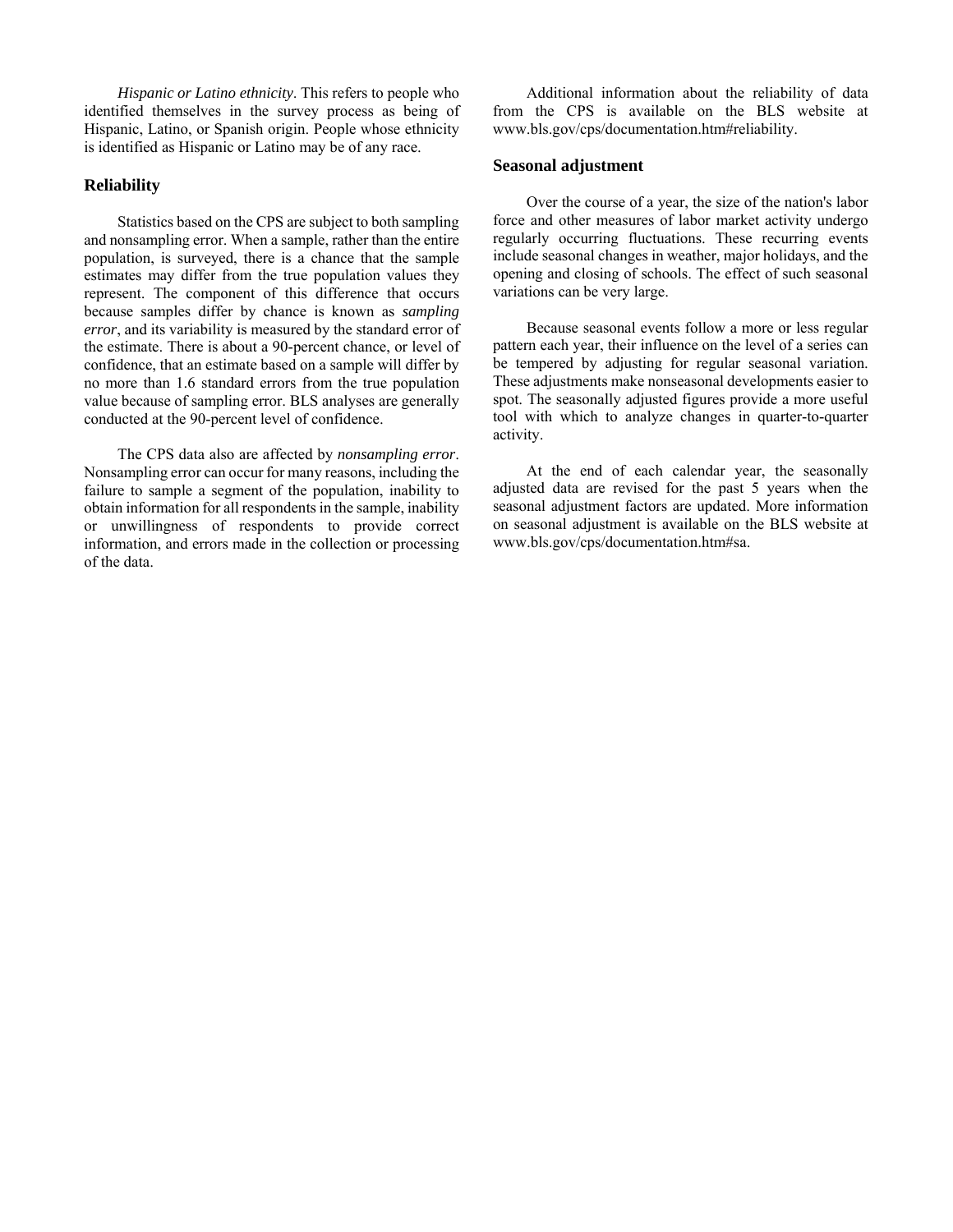*Hispanic or Latino ethnicity*. This refers to people who identified themselves in the survey process as being of Hispanic, Latino, or Spanish origin. People whose ethnicity is identified as Hispanic or Latino may be of any race.

## Reliability

Statistics based on the CPS are subject to both sampling and nonsampling error. When a sample, rather than the entire population, is surveyed, there is a chance that the sample estimates may differ from the true population values they represent. The component of this difference that occurs because samples differ by chance is known as *sampling error*, and its variability is measured by the standard error of the estimate. There is about a 90-percent chance, or level of confidence, that an estimate based on a sample will differ by no more than 1.6 standard errors from the true population value because of sampling error. BLS analyses are generally conducted at the 90-percent level of confidence.

The CPS data also are affected by *nonsampling error*. Nonsampling error can occur for many reasons, including the failure to sample a segment of the population, inability to obtain information for all respondents in the sample, inability or unwillingness of respondents to provide correct information, and errors made in the collection or processing of the data.

Additional information about the reliability of data from the CPS is available on the BLS website at www.bls.gov/cps/documentation.htm#reliability.

## Seasonal adjustment

Over the course of a year, the size of the nation's labor force and other measures of labor market activity undergo regularly occurring fluctuations. These recurring events include seasonal changes in weather, major holidays, and the opening and closing of schools. The effect of such seasonal variations can be very large.

Because seasonal events follow a more or less regular pattern each year, their influence on the level of a series can be tempered by adjusting for regular seasonal variation. These adjustments make nonseasonal developments easier to spot. The seasonally adjusted figures provide a more useful tool with which to analyze changes in quarter-to-quarter activity.

At the end of each calendar year, the seasonally adjusted data are revised for the past 5 years when the seasonal adjustment factors are updated. More information on seasonal adjustment is available on the BLS website at www.bls.gov/cps/documentation.htm#sa.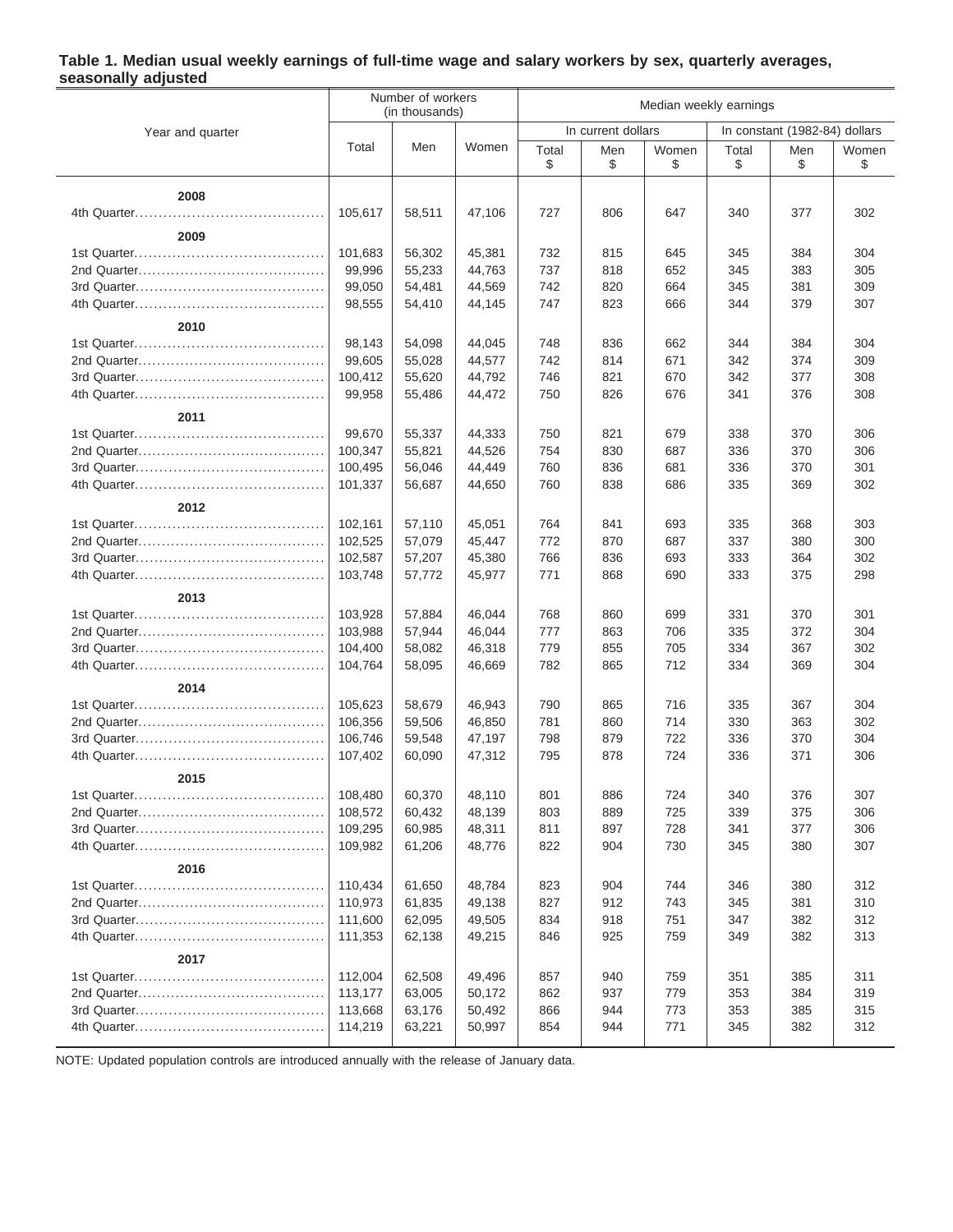**Table 1. Median usual weekly earnings of full-time wage and salary workers by sex, quarterly averages, seasonally adjusted**

| Year and quarter | Number of workers (in thousands) | | | Median weekly earnings | | | | | |
|---|---|---|---|---|---|---|---|---|---|
| | | | | In current dollars | | | In constant (1982-84) dollars | | |
| | Total | Men | Women | Total $ | Men $ | Women $ | Total $ | Men $ | Women $ |
| **2008** | | | | | | | | | |
| 4th Quarter | 105,617 | 58,511 | 47,106 | 727 | 806 | 647 | 340 | 377 | 302 |
| **2009** | | | | | | | | | |
| 1st Quarter | 101,683 | 56,302 | 45,381 | 732 | 815 | 645 | 345 | 384 | 304 |
| 2nd Quarter | 99,996 | 55,233 | 44,763 | 737 | 818 | 652 | 345 | 383 | 305 |
| 3rd Quarter | 99,050 | 54,481 | 44,569 | 742 | 820 | 664 | 345 | 381 | 309 |
| 4th Quarter | 98,555 | 54,410 | 44,145 | 747 | 823 | 666 | 344 | 379 | 307 |
| **2010** | | | | | | | | | |
| 1st Quarter | 98,143 | 54,098 | 44,045 | 748 | 836 | 662 | 344 | 384 | 304 |
| 2nd Quarter | 99,605 | 55,028 | 44,577 | 742 | 814 | 671 | 342 | 374 | 309 |
| 3rd Quarter | 100,412 | 55,620 | 44,792 | 746 | 821 | 670 | 342 | 377 | 308 |
| 4th Quarter | 99,958 | 55,486 | 44,472 | 750 | 826 | 676 | 341 | 376 | 308 |
| **2011** | | | | | | | | | |
| 1st Quarter | 99,670 | 55,337 | 44,333 | 750 | 821 | 679 | 338 | 370 | 306 |
| 2nd Quarter | 100,347 | 55,821 | 44,526 | 754 | 830 | 687 | 336 | 370 | 306 |
| 3rd Quarter | 100,495 | 56,046 | 44,449 | 760 | 836 | 681 | 336 | 370 | 301 |
| 4th Quarter | 101,337 | 56,687 | 44,650 | 760 | 838 | 686 | 335 | 369 | 302 |
| **2012** | | | | | | | | | |
| 1st Quarter | 102,161 | 57,110 | 45,051 | 764 | 841 | 693 | 335 | 368 | 303 |
| 2nd Quarter | 102,525 | 57,079 | 45,447 | 772 | 870 | 687 | 337 | 380 | 300 |
| 3rd Quarter | 102,587 | 57,207 | 45,380 | 766 | 836 | 693 | 333 | 364 | 302 |
| 4th Quarter | 103,748 | 57,772 | 45,977 | 771 | 868 | 690 | 333 | 375 | 298 |
| **2013** | | | | | | | | | |
| 1st Quarter | 103,928 | 57,884 | 46,044 | 768 | 860 | 699 | 331 | 370 | 301 |
| 2nd Quarter | 103,988 | 57,944 | 46,044 | 777 | 863 | 706 | 335 | 372 | 304 |
| 3rd Quarter | 104,400 | 58,082 | 46,318 | 779 | 855 | 705 | 334 | 367 | 302 |
| 4th Quarter | 104,764 | 58,095 | 46,669 | 782 | 865 | 712 | 334 | 369 | 304 |
| **2014** | | | | | | | | | |
| 1st Quarter | 105,623 | 58,679 | 46,943 | 790 | 865 | 716 | 335 | 367 | 304 |
| 2nd Quarter | 106,356 | 59,506 | 46,850 | 781 | 860 | 714 | 330 | 363 | 302 |
| 3rd Quarter | 106,746 | 59,548 | 47,197 | 798 | 879 | 722 | 336 | 370 | 304 |
| 4th Quarter | 107,402 | 60,090 | 47,312 | 795 | 878 | 724 | 336 | 371 | 306 |
| **2015** | | | | | | | | | |
| 1st Quarter | 108,480 | 60,370 | 48,110 | 801 | 886 | 724 | 340 | 376 | 307 |
| 2nd Quarter | 108,572 | 60,432 | 48,139 | 803 | 889 | 725 | 339 | 375 | 306 |
| 3rd Quarter | 109,295 | 60,985 | 48,311 | 811 | 897 | 728 | 341 | 377 | 306 |
| 4th Quarter | 109,982 | 61,206 | 48,776 | 822 | 904 | 730 | 345 | 380 | 307 |
| **2016** | | | | | | | | | |
| 1st Quarter | 110,434 | 61,650 | 48,784 | 823 | 904 | 744 | 346 | 380 | 312 |
| 2nd Quarter | 110,973 | 61,835 | 49,138 | 827 | 912 | 743 | 345 | 381 | 310 |
| 3rd Quarter | 111,600 | 62,095 | 49,505 | 834 | 918 | 751 | 347 | 382 | 312 |
| 4th Quarter | 111,353 | 62,138 | 49,215 | 846 | 925 | 759 | 349 | 382 | 313 |
| **2017** | | | | | | | | | |
| 1st Quarter | 112,004 | 62,508 | 49,496 | 857 | 940 | 759 | 351 | 385 | 311 |
| 2nd Quarter | 113,177 | 63,005 | 50,172 | 862 | 937 | 779 | 353 | 384 | 319 |
| 3rd Quarter | 113,668 | 63,176 | 50,492 | 866 | 944 | 773 | 353 | 385 | 315 |
| 4th Quarter | 114,219 | 63,221 | 50,997 | 854 | 944 | 771 | 345 | 382 | 312 |

NOTE: Updated population controls are introduced annually with the release of January data.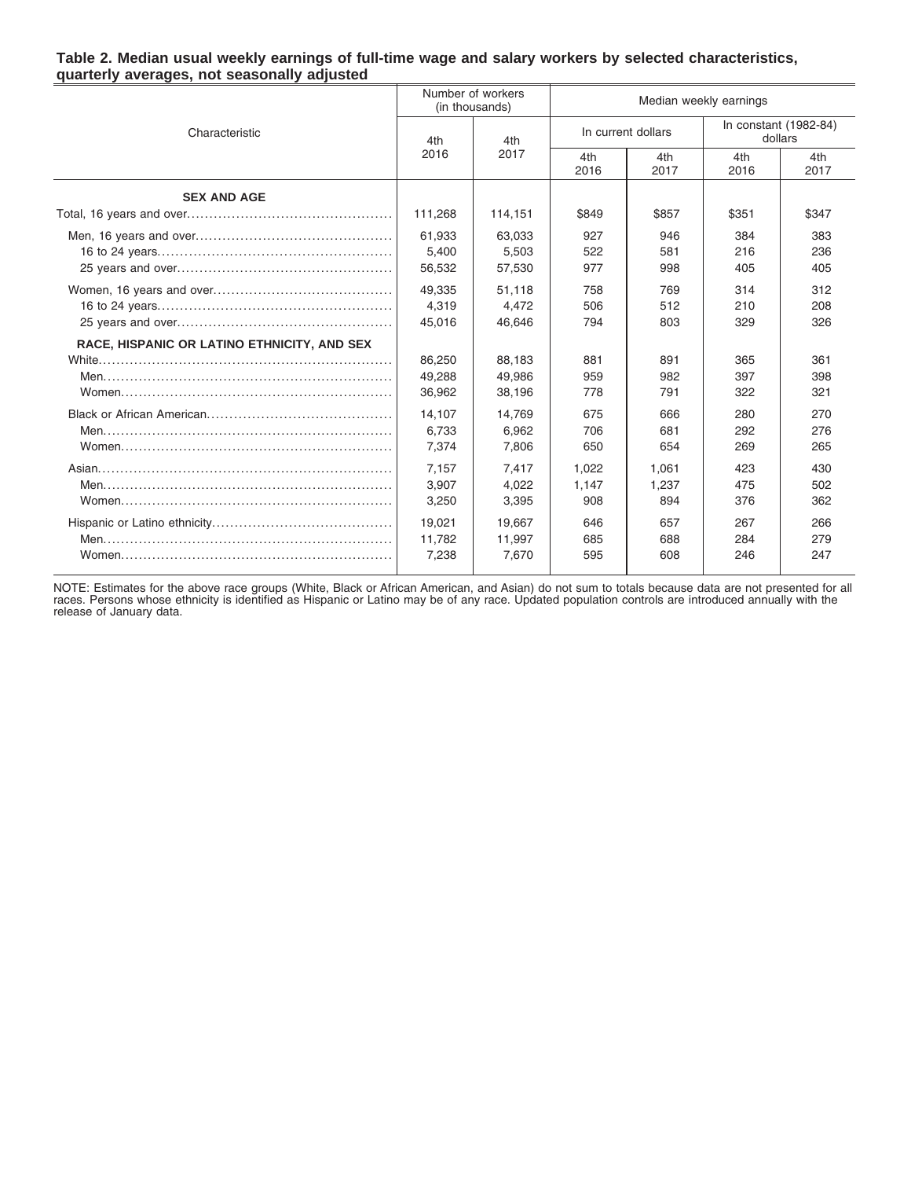**Table 2. Median usual weekly earnings of full-time wage and salary workers by selected characteristics, quarterly averages, not seasonally adjusted**

| Characteristic | Number of workers (in thousands) | | Median weekly earnings | | | |
|---|---|---|---|---|---|---|
| | 4th 2016 | 4th 2017 | In current dollars | | In constant (1982-84) dollars | |
| | | | 4th 2016 | 4th 2017 | 4th 2016 | 4th 2017 |
| **SEX AND AGE** | | | | | | |
| Total, 16 years and over | 111,268 | 114,151 | $849 | $857 | $351 | $347 |
| Men, 16 years and over | 61,933 | 63,033 | 927 | 946 | 384 | 383 |
| 16 to 24 years | 5,400 | 5,503 | 522 | 581 | 216 | 236 |
| 25 years and over | 56,532 | 57,530 | 977 | 998 | 405 | 405 |
| Women, 16 years and over | 49,335 | 51,118 | 758 | 769 | 314 | 312 |
| 16 to 24 years | 4,319 | 4,472 | 506 | 512 | 210 | 208 |
| 25 years and over | 45,016 | 46,646 | 794 | 803 | 329 | 326 |
| **RACE, HISPANIC OR LATINO ETHNICITY, AND SEX** | | | | | | |
| White | 86,250 | 88,183 | 881 | 891 | 365 | 361 |
| Men | 49,288 | 49,986 | 959 | 982 | 397 | 398 |
| Women | 36,962 | 38,196 | 778 | 791 | 322 | 321 |
| Black or African American | 14,107 | 14,769 | 675 | 666 | 280 | 270 |
| Men | 6,733 | 6,962 | 706 | 681 | 292 | 276 |
| Women | 7,374 | 7,806 | 650 | 654 | 269 | 265 |
| Asian | 7,157 | 7,417 | 1,022 | 1,061 | 423 | 430 |
| Men | 3,907 | 4,022 | 1,147 | 1,237 | 475 | 502 |
| Women | 3,250 | 3,395 | 908 | 894 | 376 | 362 |
| Hispanic or Latino ethnicity | 19,021 | 19,667 | 646 | 657 | 267 | 266 |
| Men | 11,782 | 11,997 | 685 | 688 | 284 | 279 |
| Women | 7,238 | 7,670 | 595 | 608 | 246 | 247 |

NOTE: Estimates for the above race groups (White, Black or African American, and Asian) do not sum to totals because data are not presented for all races. Persons whose ethnicity is identified as Hispanic or Latino may be of any race. Updated population controls are introduced annually with the release of January data.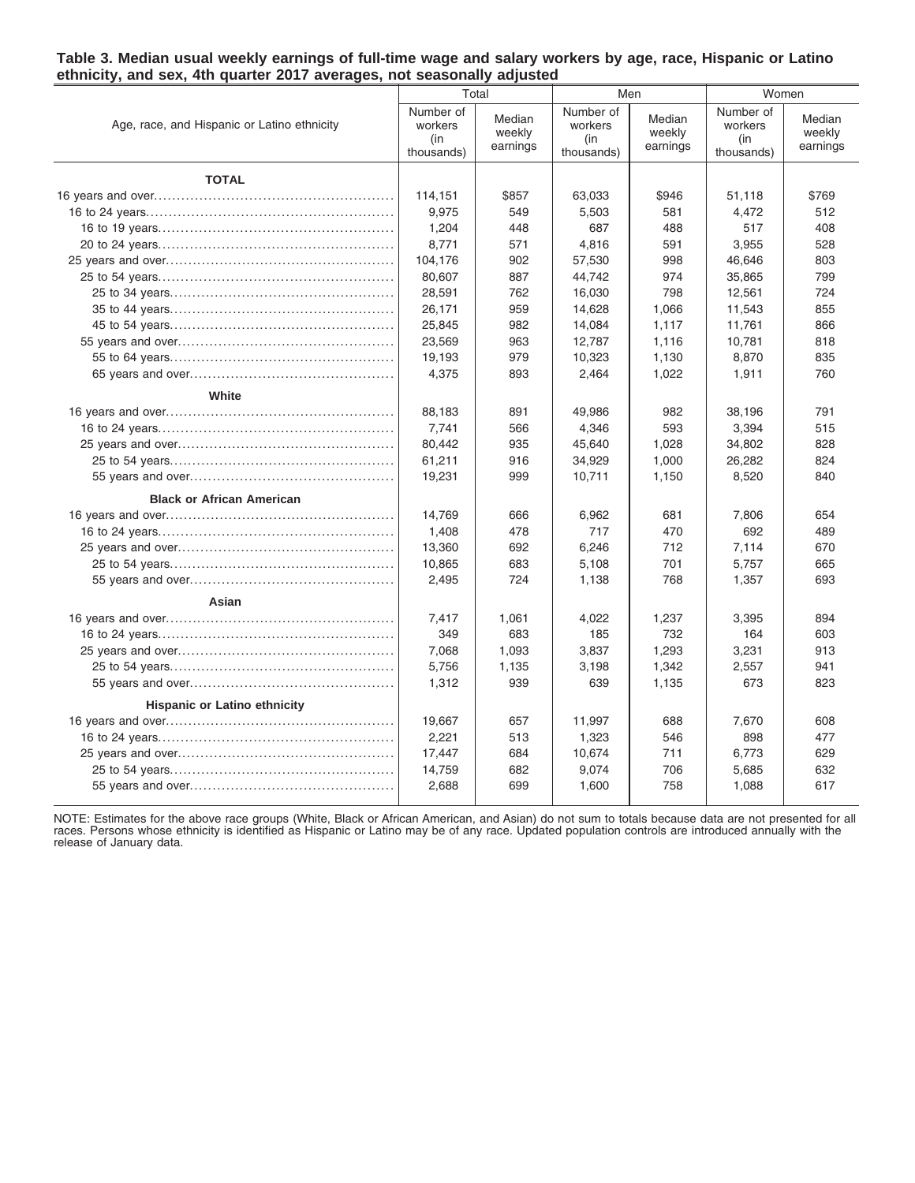**Table 3. Median usual weekly earnings of full-time wage and salary workers by age, race, Hispanic or Latino ethnicity, and sex, 4th quarter 2017 averages, not seasonally adjusted**

| Age, race, and Hispanic or Latino ethnicity | Total | | Men | | Women | |
|---|---|---|---|---|---|---|
| | Number of workers (in thousands) | Median weekly earnings | Number of workers (in thousands) | Median weekly earnings | Number of workers (in thousands) | Median weekly earnings |
| **TOTAL** | | | | | | |
| 16 years and over | 114,151 | $857 | 63,033 | $946 | 51,118 | $769 |
| 16 to 24 years | 9,975 | 549 | 5,503 | 581 | 4,472 | 512 |
| 16 to 19 years | 1,204 | 448 | 687 | 488 | 517 | 408 |
| 20 to 24 years | 8,771 | 571 | 4,816 | 591 | 3,955 | 528 |
| 25 years and over | 104,176 | 902 | 57,530 | 998 | 46,646 | 803 |
| 25 to 54 years | 80,607 | 887 | 44,742 | 974 | 35,865 | 799 |
| 25 to 34 years | 28,591 | 762 | 16,030 | 798 | 12,561 | 724 |
| 35 to 44 years | 26,171 | 959 | 14,628 | 1,066 | 11,543 | 855 |
| 45 to 54 years | 25,845 | 982 | 14,084 | 1,117 | 11,761 | 866 |
| 55 years and over | 23,569 | 963 | 12,787 | 1,116 | 10,781 | 818 |
| 55 to 64 years | 19,193 | 979 | 10,323 | 1,130 | 8,870 | 835 |
| 65 years and over | 4,375 | 893 | 2,464 | 1,022 | 1,911 | 760 |
| **White** | | | | | | |
| 16 years and over | 88,183 | 891 | 49,986 | 982 | 38,196 | 791 |
| 16 to 24 years | 7,741 | 566 | 4,346 | 593 | 3,394 | 515 |
| 25 years and over | 80,442 | 935 | 45,640 | 1,028 | 34,802 | 828 |
| 25 to 54 years | 61,211 | 916 | 34,929 | 1,000 | 26,282 | 824 |
| 55 years and over | 19,231 | 999 | 10,711 | 1,150 | 8,520 | 840 |
| **Black or African American** | | | | | | |
| 16 years and over | 14,769 | 666 | 6,962 | 681 | 7,806 | 654 |
| 16 to 24 years | 1,408 | 478 | 717 | 470 | 692 | 489 |
| 25 years and over | 13,360 | 692 | 6,246 | 712 | 7,114 | 670 |
| 25 to 54 years | 10,865 | 683 | 5,108 | 701 | 5,757 | 665 |
| 55 years and over | 2,495 | 724 | 1,138 | 768 | 1,357 | 693 |
| **Asian** | | | | | | |
| 16 years and over | 7,417 | 1,061 | 4,022 | 1,237 | 3,395 | 894 |
| 16 to 24 years | 349 | 683 | 185 | 732 | 164 | 603 |
| 25 years and over | 7,068 | 1,093 | 3,837 | 1,293 | 3,231 | 913 |
| 25 to 54 years | 5,756 | 1,135 | 3,198 | 1,342 | 2,557 | 941 |
| 55 years and over | 1,312 | 939 | 639 | 1,135 | 673 | 823 |
| **Hispanic or Latino ethnicity** | | | | | | |
| 16 years and over | 19,667 | 657 | 11,997 | 688 | 7,670 | 608 |
| 16 to 24 years | 2,221 | 513 | 1,323 | 546 | 898 | 477 |
| 25 years and over | 17,447 | 684 | 10,674 | 711 | 6,773 | 629 |
| 25 to 54 years | 14,759 | 682 | 9,074 | 706 | 5,685 | 632 |
| 55 years and over | 2,688 | 699 | 1,600 | 758 | 1,088 | 617 |

NOTE: Estimates for the above race groups (White, Black or African American, and Asian) do not sum to totals because data are not presented for all races. Persons whose ethnicity is identified as Hispanic or Latino may be of any race. Updated population controls are introduced annually with the release of January data.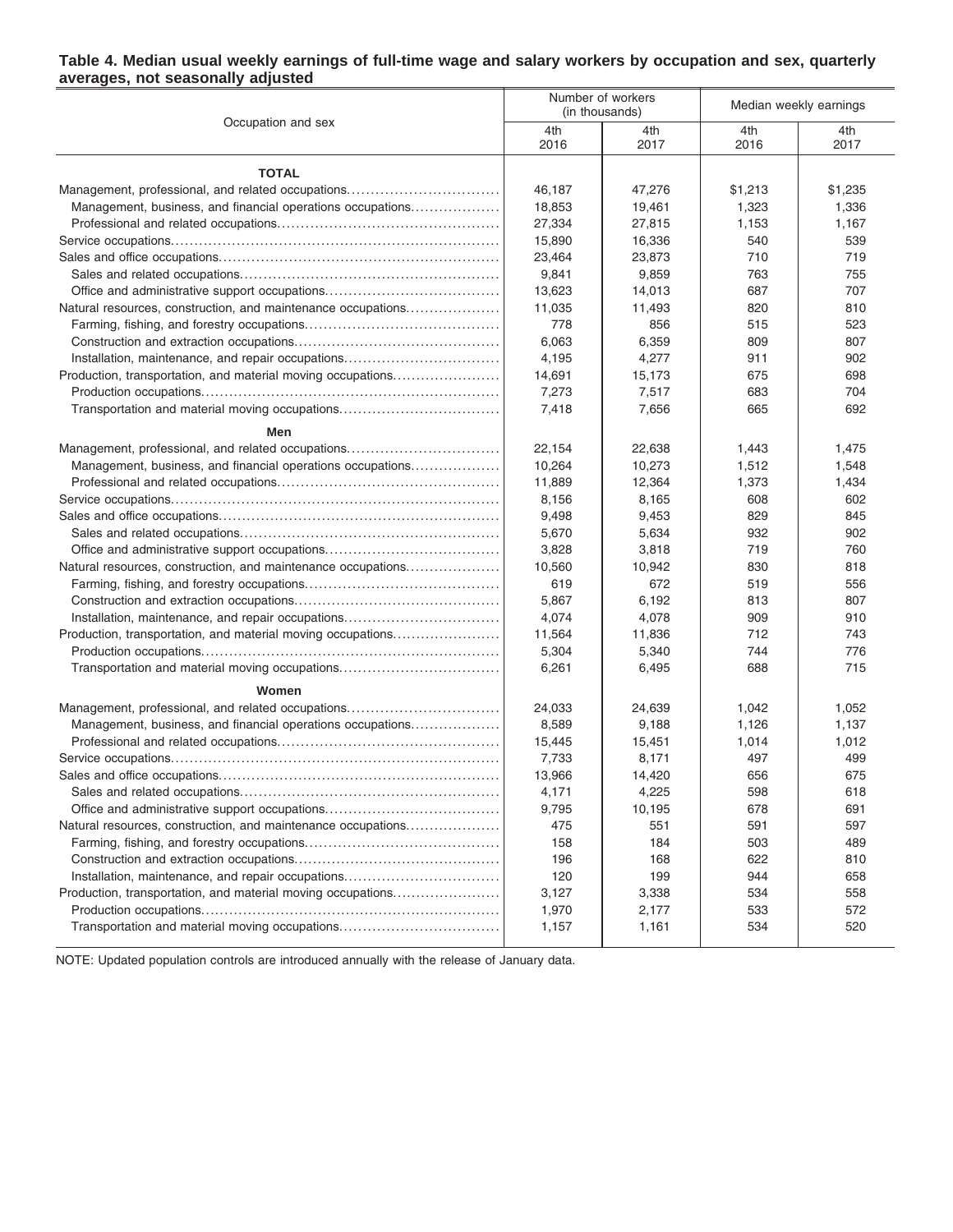**Table 4. Median usual weekly earnings of full-time wage and salary workers by occupation and sex, quarterly averages, not seasonally adjusted**

| Occupation and sex | Number of workers (in thousands) | | Median weekly earnings | |
|---|---|---|---|---|
| | 4th 2016 | 4th 2017 | 4th 2016 | 4th 2017 |
| **TOTAL** | | | | |
| Management, professional, and related occupations | 46,187 | 47,276 | $1,213 | $1,235 |
| Management, business, and financial operations occupations | 18,853 | 19,461 | 1,323 | 1,336 |
| Professional and related occupations | 27,334 | 27,815 | 1,153 | 1,167 |
| Service occupations | 15,890 | 16,336 | 540 | 539 |
| Sales and office occupations | 23,464 | 23,873 | 710 | 719 |
| Sales and related occupations | 9,841 | 9,859 | 763 | 755 |
| Office and administrative support occupations | 13,623 | 14,013 | 687 | 707 |
| Natural resources, construction, and maintenance occupations | 11,035 | 11,493 | 820 | 810 |
| Farming, fishing, and forestry occupations | 778 | 856 | 515 | 523 |
| Construction and extraction occupations | 6,063 | 6,359 | 809 | 807 |
| Installation, maintenance, and repair occupations | 4,195 | 4,277 | 911 | 902 |
| Production, transportation, and material moving occupations | 14,691 | 15,173 | 675 | 698 |
| Production occupations | 7,273 | 7,517 | 683 | 704 |
| Transportation and material moving occupations | 7,418 | 7,656 | 665 | 692 |
| **Men** | | | | |
| Management, professional, and related occupations | 22,154 | 22,638 | 1,443 | 1,475 |
| Management, business, and financial operations occupations | 10,264 | 10,273 | 1,512 | 1,548 |
| Professional and related occupations | 11,889 | 12,364 | 1,373 | 1,434 |
| Service occupations | 8,156 | 8,165 | 608 | 602 |
| Sales and office occupations | 9,498 | 9,453 | 829 | 845 |
| Sales and related occupations | 5,670 | 5,634 | 932 | 902 |
| Office and administrative support occupations | 3,828 | 3,818 | 719 | 760 |
| Natural resources, construction, and maintenance occupations | 10,560 | 10,942 | 830 | 818 |
| Farming, fishing, and forestry occupations | 619 | 672 | 519 | 556 |
| Construction and extraction occupations | 5,867 | 6,192 | 813 | 807 |
| Installation, maintenance, and repair occupations | 4,074 | 4,078 | 909 | 910 |
| Production, transportation, and material moving occupations | 11,564 | 11,836 | 712 | 743 |
| Production occupations | 5,304 | 5,340 | 744 | 776 |
| Transportation and material moving occupations | 6,261 | 6,495 | 688 | 715 |
| **Women** | | | | |
| Management, professional, and related occupations | 24,033 | 24,639 | 1,042 | 1,052 |
| Management, business, and financial operations occupations | 8,589 | 9,188 | 1,126 | 1,137 |
| Professional and related occupations | 15,445 | 15,451 | 1,014 | 1,012 |
| Service occupations | 7,733 | 8,171 | 497 | 499 |
| Sales and office occupations | 13,966 | 14,420 | 656 | 675 |
| Sales and related occupations | 4,171 | 4,225 | 598 | 618 |
| Office and administrative support occupations | 9,795 | 10,195 | 678 | 691 |
| Natural resources, construction, and maintenance occupations | 475 | 551 | 591 | 597 |
| Farming, fishing, and forestry occupations | 158 | 184 | 503 | 489 |
| Construction and extraction occupations | 196 | 168 | 622 | 810 |
| Installation, maintenance, and repair occupations | 120 | 199 | 944 | 658 |
| Production, transportation, and material moving occupations | 3,127 | 3,338 | 534 | 558 |
| Production occupations | 1,970 | 2,177 | 533 | 572 |
| Transportation and material moving occupations | 1,157 | 1,161 | 534 | 520 |

NOTE: Updated population controls are introduced annually with the release of January data.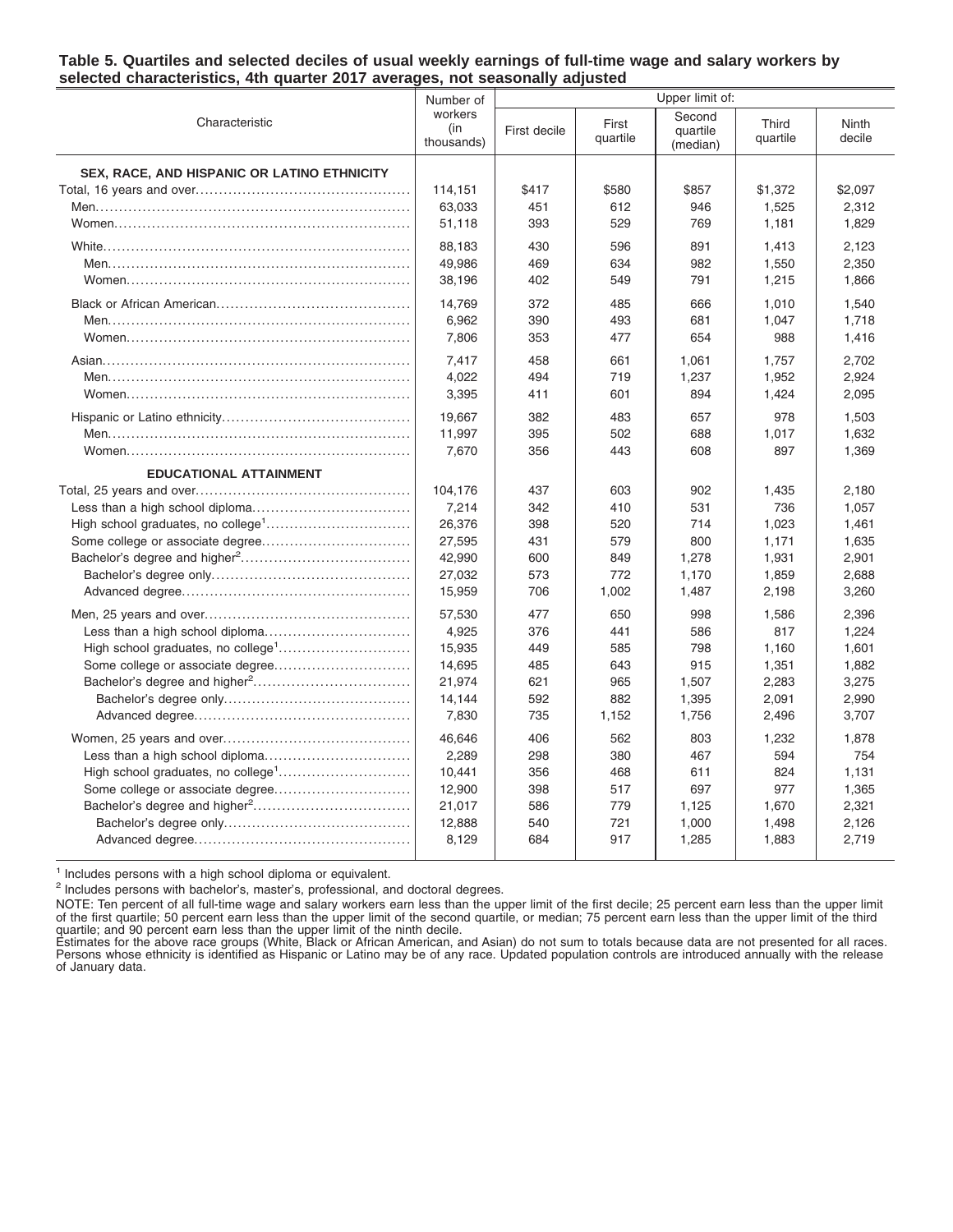**Table 5. Quartiles and selected deciles of usual weekly earnings of full-time wage and salary workers by selected characteristics, 4th quarter 2017 averages, not seasonally adjusted**

| Characteristic | Number of workers (in thousands) | Upper limit of: | | | | |
|---|---|---|---|---|---|---|
| | | First decile | First quartile | Second quartile (median) | Third quartile | Ninth decile |
| **SEX, RACE, AND HISPANIC OR LATINO ETHNICITY** | | | | | | |
| Total, 16 years and over | 114,151 | $417 | $580 | $857 | $1,372 | $2,097 |
| Men | 63,033 | 451 | 612 | 946 | 1,525 | 2,312 |
| Women | 51,118 | 393 | 529 | 769 | 1,181 | 1,829 |
| White | 88,183 | 430 | 596 | 891 | 1,413 | 2,123 |
| Men | 49,986 | 469 | 634 | 982 | 1,550 | 2,350 |
| Women | 38,196 | 402 | 549 | 791 | 1,215 | 1,866 |
| Black or African American | 14,769 | 372 | 485 | 666 | 1,010 | 1,540 |
| Men | 6,962 | 390 | 493 | 681 | 1,047 | 1,718 |
| Women | 7,806 | 353 | 477 | 654 | 988 | 1,416 |
| Asian | 7,417 | 458 | 661 | 1,061 | 1,757 | 2,702 |
| Men | 4,022 | 494 | 719 | 1,237 | 1,952 | 2,924 |
| Women | 3,395 | 411 | 601 | 894 | 1,424 | 2,095 |
| Hispanic or Latino ethnicity | 19,667 | 382 | 483 | 657 | 978 | 1,503 |
| Men | 11,997 | 395 | 502 | 688 | 1,017 | 1,632 |
| Women | 7,670 | 356 | 443 | 608 | 897 | 1,369 |
| **EDUCATIONAL ATTAINMENT** | | | | | | |
| Total, 25 years and over | 104,176 | 437 | 603 | 902 | 1,435 | 2,180 |
| Less than a high school diploma | 7,214 | 342 | 410 | 531 | 736 | 1,057 |
| High school graduates, no college[1] | 26,376 | 398 | 520 | 714 | 1,023 | 1,461 |
| Some college or associate degree | 27,595 | 431 | 579 | 800 | 1,171 | 1,635 |
| Bachelor's degree and higher[2] | 42,990 | 600 | 849 | 1,278 | 1,931 | 2,901 |
| Bachelor's degree only | 27,032 | 573 | 772 | 1,170 | 1,859 | 2,688 |
| Advanced degree | 15,959 | 706 | 1,002 | 1,487 | 2,198 | 3,260 |
| Men, 25 years and over | 57,530 | 477 | 650 | 998 | 1,586 | 2,396 |
| Less than a high school diploma | 4,925 | 376 | 441 | 586 | 817 | 1,224 |
| High school graduates, no college[1] | 15,935 | 449 | 585 | 798 | 1,160 | 1,601 |
| Some college or associate degree | 14,695 | 485 | 643 | 915 | 1,351 | 1,882 |
| Bachelor's degree and higher[2] | 21,974 | 621 | 965 | 1,507 | 2,283 | 3,275 |
| Bachelor's degree only | 14,144 | 592 | 882 | 1,395 | 2,091 | 2,990 |
| Advanced degree | 7,830 | 735 | 1,152 | 1,756 | 2,496 | 3,707 |
| Women, 25 years and over | 46,646 | 406 | 562 | 803 | 1,232 | 1,878 |
| Less than a high school diploma | 2,289 | 298 | 380 | 467 | 594 | 754 |
| High school graduates, no college[1] | 10,441 | 356 | 468 | 611 | 824 | 1,131 |
| Some college or associate degree | 12,900 | 398 | 517 | 697 | 977 | 1,365 |
| Bachelor's degree and higher[2] | 21,017 | 586 | 779 | 1,125 | 1,670 | 2,321 |
| Bachelor's degree only | 12,888 | 540 | 721 | 1,000 | 1,498 | 2,126 |
| Advanced degree | 8,129 | 684 | 917 | 1,285 | 1,883 | 2,719 |

[1] Includes persons with a high school diploma or equivalent.

[2] Includes persons with bachelor's, master's, professional, and doctoral degrees.

NOTE: Ten percent of all full-time wage and salary workers earn less than the upper limit of the first decile; 25 percent earn less than the upper limit of the first quartile; 50 percent earn less than the upper limit of the second quartile, or median; 75 percent earn less than the upper limit of the third quartile; and 90 percent earn less than the upper limit of the ninth decile.
Estimates for the above race groups (White, Black or African American, and Asian) do not sum to totals because data are not presented for all races. Persons whose ethnicity is identified as Hispanic or Latino may be of any race. Updated population controls are introduced annually with the release of January data.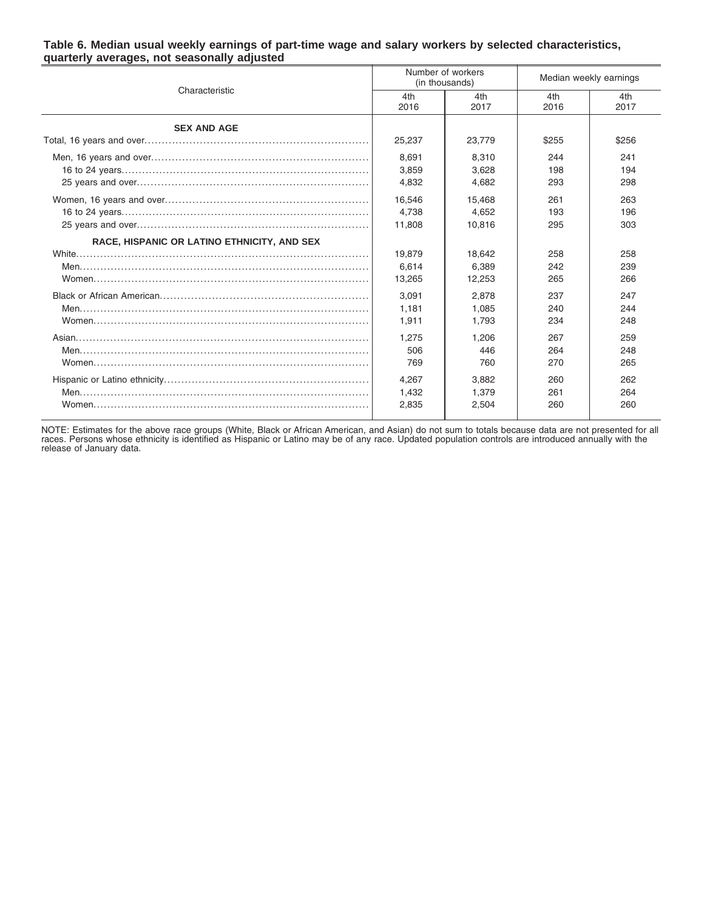**Table 6. Median usual weekly earnings of part-time wage and salary workers by selected characteristics, quarterly averages, not seasonally adjusted**

| Characteristic | Number of workers (in thousands) | | Median weekly earnings | |
|---|---|---|---|---|
| | 4th 2016 | 4th 2017 | 4th 2016 | 4th 2017 |
| **SEX AND AGE** | | | | |
| Total, 16 years and over | 25,237 | 23,779 | $255 | $256 |
| Men, 16 years and over | 8,691 | 8,310 | 244 | 241 |
| 16 to 24 years | 3,859 | 3,628 | 198 | 194 |
| 25 years and over | 4,832 | 4,682 | 293 | 298 |
| Women, 16 years and over | 16,546 | 15,468 | 261 | 263 |
| 16 to 24 years | 4,738 | 4,652 | 193 | 196 |
| 25 years and over | 11,808 | 10,816 | 295 | 303 |
| **RACE, HISPANIC OR LATINO ETHNICITY, AND SEX** | | | | |
| White | 19,879 | 18,642 | 258 | 258 |
| Men | 6,614 | 6,389 | 242 | 239 |
| Women | 13,265 | 12,253 | 265 | 266 |
| Black or African American | 3,091 | 2,878 | 237 | 247 |
| Men | 1,181 | 1,085 | 240 | 244 |
| Women | 1,911 | 1,793 | 234 | 248 |
| Asian | 1,275 | 1,206 | 267 | 259 |
| Men | 506 | 446 | 264 | 248 |
| Women | 769 | 760 | 270 | 265 |
| Hispanic or Latino ethnicity | 4,267 | 3,882 | 260 | 262 |
| Men | 1,432 | 1,379 | 261 | 264 |
| Women | 2,835 | 2,504 | 260 | 260 |

NOTE: Estimates for the above race groups (White, Black or African American, and Asian) do not sum to totals because data are not presented for all races. Persons whose ethnicity is identified as Hispanic or Latino may be of any race. Updated population controls are introduced annually with the release of January data.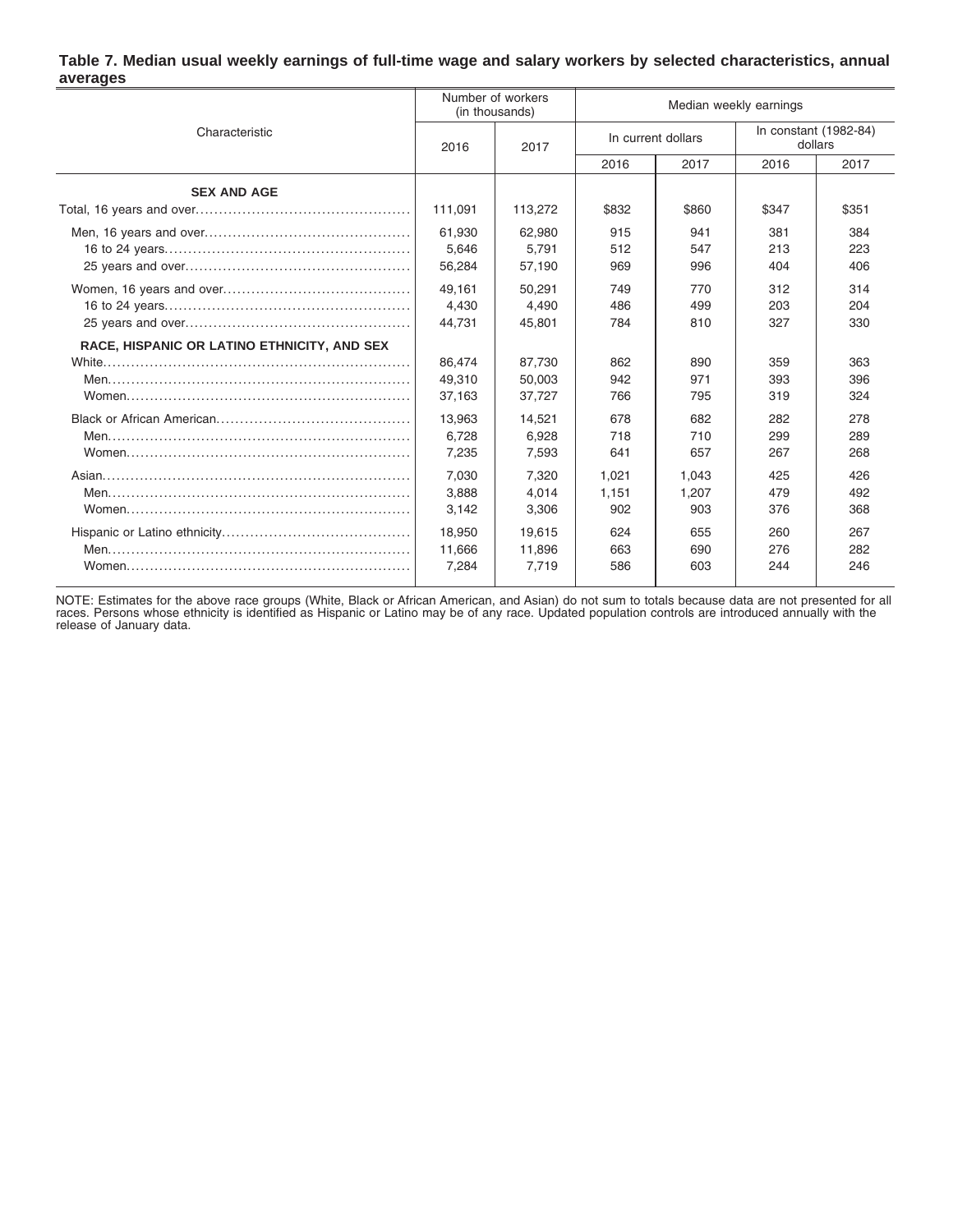**Table 7. Median usual weekly earnings of full-time wage and salary workers by selected characteristics, annual averages**

| Characteristic | Number of workers (in thousands) | | Median weekly earnings | | | |
|---|---|---|---|---|---|---|
| | | | In current dollars | | In constant (1982-84) dollars | |
| | 2016 | 2017 | 2016 | 2017 | 2016 | 2017 |
| **SEX AND AGE** | | | | | | |
| Total, 16 years and over | 111,091 | 113,272 | $832 | $860 | $347 | $351 |
| Men, 16 years and over | 61,930 | 62,980 | 915 | 941 | 381 | 384 |
| 16 to 24 years | 5,646 | 5,791 | 512 | 547 | 213 | 223 |
| 25 years and over | 56,284 | 57,190 | 969 | 996 | 404 | 406 |
| Women, 16 years and over | 49,161 | 50,291 | 749 | 770 | 312 | 314 |
| 16 to 24 years | 4,430 | 4,490 | 486 | 499 | 203 | 204 |
| 25 years and over | 44,731 | 45,801 | 784 | 810 | 327 | 330 |
| **RACE, HISPANIC OR LATINO ETHNICITY, AND SEX** | | | | | | |
| White | 86,474 | 87,730 | 862 | 890 | 359 | 363 |
| Men | 49,310 | 50,003 | 942 | 971 | 393 | 396 |
| Women | 37,163 | 37,727 | 766 | 795 | 319 | 324 |
| Black or African American | 13,963 | 14,521 | 678 | 682 | 282 | 278 |
| Men | 6,728 | 6,928 | 718 | 710 | 299 | 289 |
| Women | 7,235 | 7,593 | 641 | 657 | 267 | 268 |
| Asian | 7,030 | 7,320 | 1,021 | 1,043 | 425 | 426 |
| Men | 3,888 | 4,014 | 1,151 | 1,207 | 479 | 492 |
| Women | 3,142 | 3,306 | 902 | 903 | 376 | 368 |
| Hispanic or Latino ethnicity | 18,950 | 19,615 | 624 | 655 | 260 | 267 |
| Men | 11,666 | 11,896 | 663 | 690 | 276 | 282 |
| Women | 7,284 | 7,719 | 586 | 603 | 244 | 246 |

NOTE: Estimates for the above race groups (White, Black or African American, and Asian) do not sum to totals because data are not presented for all races. Persons whose ethnicity is identified as Hispanic or Latino may be of any race. Updated population controls are introduced annually with the release of January data.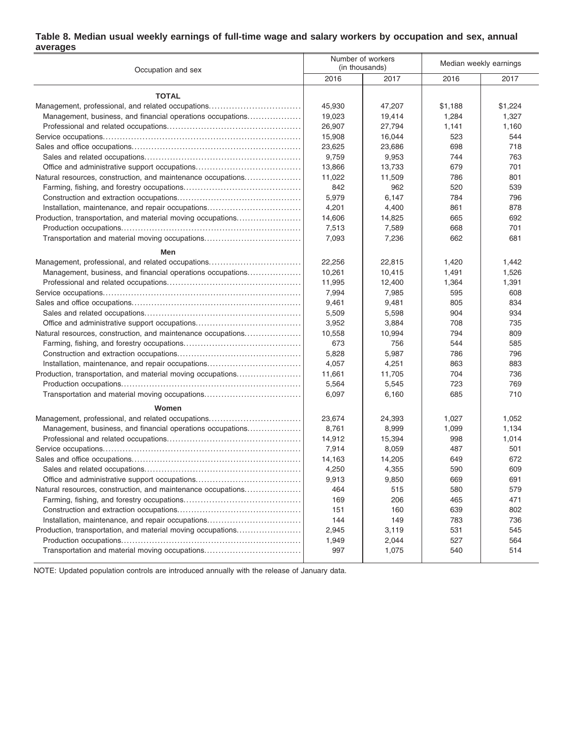**Table 8. Median usual weekly earnings of full-time wage and salary workers by occupation and sex, annual averages**

| Occupation and sex | Number of workers (in thousands) | | Median weekly earnings | |
|---|---|---|---|---|
| | 2016 | 2017 | 2016 | 2017 |
| **TOTAL** | | | | |
| Management, professional, and related occupations | 45,930 | 47,207 | $1,188 | $1,224 |
| Management, business, and financial operations occupations | 19,023 | 19,414 | 1,284 | 1,327 |
| Professional and related occupations | 26,907 | 27,794 | 1,141 | 1,160 |
| Service occupations | 15,908 | 16,044 | 523 | 544 |
| Sales and office occupations | 23,625 | 23,686 | 698 | 718 |
| Sales and related occupations | 9,759 | 9,953 | 744 | 763 |
| Office and administrative support occupations | 13,866 | 13,733 | 679 | 701 |
| Natural resources, construction, and maintenance occupations | 11,022 | 11,509 | 786 | 801 |
| Farming, fishing, and forestry occupations | 842 | 962 | 520 | 539 |
| Construction and extraction occupations | 5,979 | 6,147 | 784 | 796 |
| Installation, maintenance, and repair occupations | 4,201 | 4,400 | 861 | 878 |
| Production, transportation, and material moving occupations | 14,606 | 14,825 | 665 | 692 |
| Production occupations | 7,513 | 7,589 | 668 | 701 |
| Transportation and material moving occupations | 7,093 | 7,236 | 662 | 681 |
| **Men** | | | | |
| Management, professional, and related occupations | 22,256 | 22,815 | 1,420 | 1,442 |
| Management, business, and financial operations occupations | 10,261 | 10,415 | 1,491 | 1,526 |
| Professional and related occupations | 11,995 | 12,400 | 1,364 | 1,391 |
| Service occupations | 7,994 | 7,985 | 595 | 608 |
| Sales and office occupations | 9,461 | 9,481 | 805 | 834 |
| Sales and related occupations | 5,509 | 5,598 | 904 | 934 |
| Office and administrative support occupations | 3,952 | 3,884 | 708 | 735 |
| Natural resources, construction, and maintenance occupations | 10,558 | 10,994 | 794 | 809 |
| Farming, fishing, and forestry occupations | 673 | 756 | 544 | 585 |
| Construction and extraction occupations | 5,828 | 5,987 | 786 | 796 |
| Installation, maintenance, and repair occupations | 4,057 | 4,251 | 863 | 883 |
| Production, transportation, and material moving occupations | 11,661 | 11,705 | 704 | 736 |
| Production occupations | 5,564 | 5,545 | 723 | 769 |
| Transportation and material moving occupations | 6,097 | 6,160 | 685 | 710 |
| **Women** | | | | |
| Management, professional, and related occupations | 23,674 | 24,393 | 1,027 | 1,052 |
| Management, business, and financial operations occupations | 8,761 | 8,999 | 1,099 | 1,134 |
| Professional and related occupations | 14,912 | 15,394 | 998 | 1,014 |
| Service occupations | 7,914 | 8,059 | 487 | 501 |
| Sales and office occupations | 14,163 | 14,205 | 649 | 672 |
| Sales and related occupations | 4,250 | 4,355 | 590 | 609 |
| Office and administrative support occupations | 9,913 | 9,850 | 669 | 691 |
| Natural resources, construction, and maintenance occupations | 464 | 515 | 580 | 579 |
| Farming, fishing, and forestry occupations | 169 | 206 | 465 | 471 |
| Construction and extraction occupations | 151 | 160 | 639 | 802 |
| Installation, maintenance, and repair occupations | 144 | 149 | 783 | 736 |
| Production, transportation, and material moving occupations | 2,945 | 3,119 | 531 | 545 |
| Production occupations | 1,949 | 2,044 | 527 | 564 |
| Transportation and material moving occupations | 997 | 1,075 | 540 | 514 |

NOTE: Updated population controls are introduced annually with the release of January data.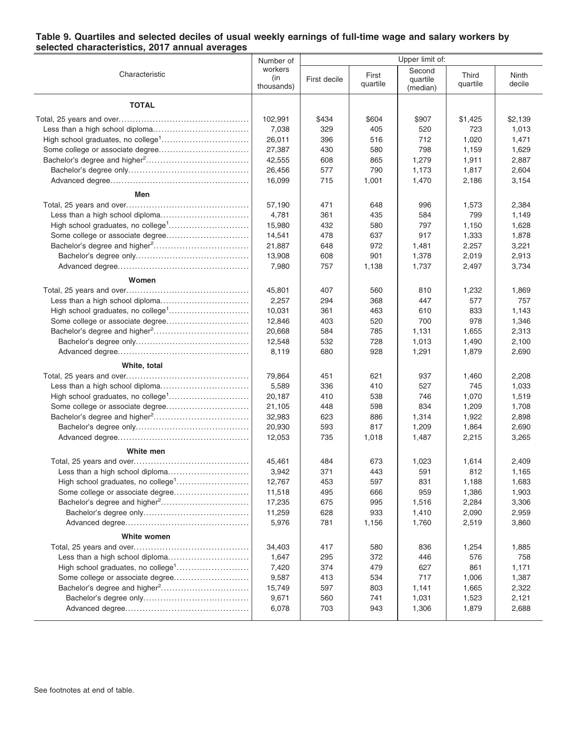**Table 9. Quartiles and selected deciles of usual weekly earnings of full-time wage and salary workers by selected characteristics, 2017 annual averages**

| Characteristic | Number of workers (in thousands) | Upper limit of: First decile | First quartile | Second quartile (median) | Third quartile | Ninth decile |
|---|---|---|---|---|---|---|
| **TOTAL** | | | | | | |
| Total, 25 years and over | 102,991 | $434 | $604 | $907 | $1,425 | $2,139 |
| Less than a high school diploma | 7,038 | 329 | 405 | 520 | 723 | 1,013 |
| High school graduates, no college[1] | 26,011 | 396 | 516 | 712 | 1,020 | 1,471 |
| Some college or associate degree | 27,387 | 430 | 580 | 798 | 1,159 | 1,629 |
| Bachelor's degree and higher[2] | 42,555 | 608 | 865 | 1,279 | 1,911 | 2,887 |
| Bachelor's degree only | 26,456 | 577 | 790 | 1,173 | 1,817 | 2,604 |
| Advanced degree | 16,099 | 715 | 1,001 | 1,470 | 2,186 | 3,154 |
| **Men** | | | | | | |
| Total, 25 years and over | 57,190 | 471 | 648 | 996 | 1,573 | 2,384 |
| Less than a high school diploma | 4,781 | 361 | 435 | 584 | 799 | 1,149 |
| High school graduates, no college[1] | 15,980 | 432 | 580 | 797 | 1,150 | 1,628 |
| Some college or associate degree | 14,541 | 478 | 637 | 917 | 1,333 | 1,878 |
| Bachelor's degree and higher[2] | 21,887 | 648 | 972 | 1,481 | 2,257 | 3,221 |
| Bachelor's degree only | 13,908 | 608 | 901 | 1,378 | 2,019 | 2,913 |
| Advanced degree | 7,980 | 757 | 1,138 | 1,737 | 2,497 | 3,734 |
| **Women** | | | | | | |
| Total, 25 years and over | 45,801 | 407 | 560 | 810 | 1,232 | 1,869 |
| Less than a high school diploma | 2,257 | 294 | 368 | 447 | 577 | 757 |
| High school graduates, no college[1] | 10,031 | 361 | 463 | 610 | 833 | 1,143 |
| Some college or associate degree | 12,846 | 403 | 520 | 700 | 978 | 1,346 |
| Bachelor's degree and higher[2] | 20,668 | 584 | 785 | 1,131 | 1,655 | 2,313 |
| Bachelor's degree only | 12,548 | 532 | 728 | 1,013 | 1,490 | 2,100 |
| Advanced degree | 8,119 | 680 | 928 | 1,291 | 1,879 | 2,690 |
| **White, total** | | | | | | |
| Total, 25 years and over | 79,864 | 451 | 621 | 937 | 1,460 | 2,208 |
| Less than a high school diploma | 5,589 | 336 | 410 | 527 | 745 | 1,033 |
| High school graduates, no college[1] | 20,187 | 410 | 538 | 746 | 1,070 | 1,519 |
| Some college or associate degree | 21,105 | 448 | 598 | 834 | 1,209 | 1,708 |
| Bachelor's degree and higher[2] | 32,983 | 623 | 886 | 1,314 | 1,922 | 2,898 |
| Bachelor's degree only | 20,930 | 593 | 817 | 1,209 | 1,864 | 2,690 |
| Advanced degree | 12,053 | 735 | 1,018 | 1,487 | 2,215 | 3,265 |
| **White men** | | | | | | |
| Total, 25 years and over | 45,461 | 484 | 673 | 1,023 | 1,614 | 2,409 |
| Less than a high school diploma | 3,942 | 371 | 443 | 591 | 812 | 1,165 |
| High school graduates, no college[1] | 12,767 | 453 | 597 | 831 | 1,188 | 1,683 |
| Some college or associate degree | 11,518 | 495 | 666 | 959 | 1,386 | 1,903 |
| Bachelor's degree and higher[2] | 17,235 | 675 | 995 | 1,516 | 2,284 | 3,306 |
| Bachelor's degree only | 11,259 | 628 | 933 | 1,410 | 2,090 | 2,959 |
| Advanced degree | 5,976 | 781 | 1,156 | 1,760 | 2,519 | 3,860 |
| **White women** | | | | | | |
| Total, 25 years and over | 34,403 | 417 | 580 | 836 | 1,254 | 1,885 |
| Less than a high school diploma | 1,647 | 295 | 372 | 446 | 576 | 758 |
| High school graduates, no college[1] | 7,420 | 374 | 479 | 627 | 861 | 1,171 |
| Some college or associate degree | 9,587 | 413 | 534 | 717 | 1,006 | 1,387 |
| Bachelor's degree and higher[2] | 15,749 | 597 | 803 | 1,141 | 1,665 | 2,322 |
| Bachelor's degree only | 9,671 | 560 | 741 | 1,031 | 1,523 | 2,121 |
| Advanced degree | 6,078 | 703 | 943 | 1,306 | 1,879 | 2,688 |

See footnotes at end of table.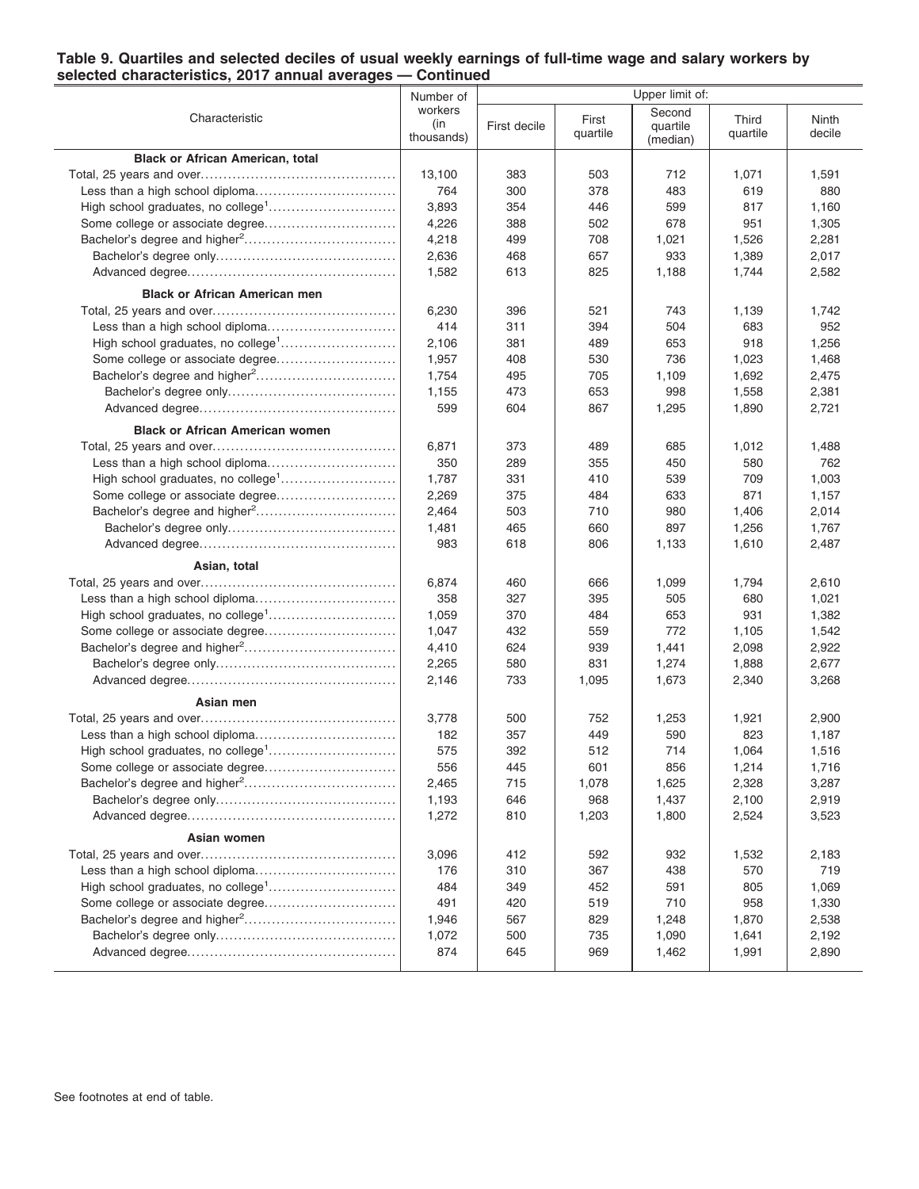**Table 9. Quartiles and selected deciles of usual weekly earnings of full-time wage and salary workers by selected characteristics, 2017 annual averages — Continued**

| Characteristic | Number of workers (in thousands) | Upper limit of: First decile | First quartile | Second quartile (median) | Third quartile | Ninth decile |
|---|---|---|---|---|---|---|
| **Black or African American, total** | | | | | | |
| Total, 25 years and over | 13,100 | 383 | 503 | 712 | 1,071 | 1,591 |
| Less than a high school diploma | 764 | 300 | 378 | 483 | 619 | 880 |
| High school graduates, no college[1] | 3,893 | 354 | 446 | 599 | 817 | 1,160 |
| Some college or associate degree | 4,226 | 388 | 502 | 678 | 951 | 1,305 |
| Bachelor's degree and higher[2] | 4,218 | 499 | 708 | 1,021 | 1,526 | 2,281 |
| Bachelor's degree only | 2,636 | 468 | 657 | 933 | 1,389 | 2,017 |
| Advanced degree | 1,582 | 613 | 825 | 1,188 | 1,744 | 2,582 |
| **Black or African American men** | | | | | | |
| Total, 25 years and over | 6,230 | 396 | 521 | 743 | 1,139 | 1,742 |
| Less than a high school diploma | 414 | 311 | 394 | 504 | 683 | 952 |
| High school graduates, no college[1] | 2,106 | 381 | 489 | 653 | 918 | 1,256 |
| Some college or associate degree | 1,957 | 408 | 530 | 736 | 1,023 | 1,468 |
| Bachelor's degree and higher[2] | 1,754 | 495 | 705 | 1,109 | 1,692 | 2,475 |
| Bachelor's degree only | 1,155 | 473 | 653 | 998 | 1,558 | 2,381 |
| Advanced degree | 599 | 604 | 867 | 1,295 | 1,890 | 2,721 |
| **Black or African American women** | | | | | | |
| Total, 25 years and over | 6,871 | 373 | 489 | 685 | 1,012 | 1,488 |
| Less than a high school diploma | 350 | 289 | 355 | 450 | 580 | 762 |
| High school graduates, no college[1] | 1,787 | 331 | 410 | 539 | 709 | 1,003 |
| Some college or associate degree | 2,269 | 375 | 484 | 633 | 871 | 1,157 |
| Bachelor's degree and higher[2] | 2,464 | 503 | 710 | 980 | 1,406 | 2,014 |
| Bachelor's degree only | 1,481 | 465 | 660 | 897 | 1,256 | 1,767 |
| Advanced degree | 983 | 618 | 806 | 1,133 | 1,610 | 2,487 |
| **Asian, total** | | | | | | |
| Total, 25 years and over | 6,874 | 460 | 666 | 1,099 | 1,794 | 2,610 |
| Less than a high school diploma | 358 | 327 | 395 | 505 | 680 | 1,021 |
| High school graduates, no college[1] | 1,059 | 370 | 484 | 653 | 931 | 1,382 |
| Some college or associate degree | 1,047 | 432 | 559 | 772 | 1,105 | 1,542 |
| Bachelor's degree and higher[2] | 4,410 | 624 | 939 | 1,441 | 2,098 | 2,922 |
| Bachelor's degree only | 2,265 | 580 | 831 | 1,274 | 1,888 | 2,677 |
| Advanced degree | 2,146 | 733 | 1,095 | 1,673 | 2,340 | 3,268 |
| **Asian men** | | | | | | |
| Total, 25 years and over | 3,778 | 500 | 752 | 1,253 | 1,921 | 2,900 |
| Less than a high school diploma | 182 | 357 | 449 | 590 | 823 | 1,187 |
| High school graduates, no college[1] | 575 | 392 | 512 | 714 | 1,064 | 1,516 |
| Some college or associate degree | 556 | 445 | 601 | 856 | 1,214 | 1,716 |
| Bachelor's degree and higher[2] | 2,465 | 715 | 1,078 | 1,625 | 2,328 | 3,287 |
| Bachelor's degree only | 1,193 | 646 | 968 | 1,437 | 2,100 | 2,919 |
| Advanced degree | 1,272 | 810 | 1,203 | 1,800 | 2,524 | 3,523 |
| **Asian women** | | | | | | |
| Total, 25 years and over | 3,096 | 412 | 592 | 932 | 1,532 | 2,183 |
| Less than a high school diploma | 176 | 310 | 367 | 438 | 570 | 719 |
| High school graduates, no college[1] | 484 | 349 | 452 | 591 | 805 | 1,069 |
| Some college or associate degree | 491 | 420 | 519 | 710 | 958 | 1,330 |
| Bachelor's degree and higher[2] | 1,946 | 567 | 829 | 1,248 | 1,870 | 2,538 |
| Bachelor's degree only | 1,072 | 500 | 735 | 1,090 | 1,641 | 2,192 |
| Advanced degree | 874 | 645 | 969 | 1,462 | 1,991 | 2,890 |

See footnotes at end of table.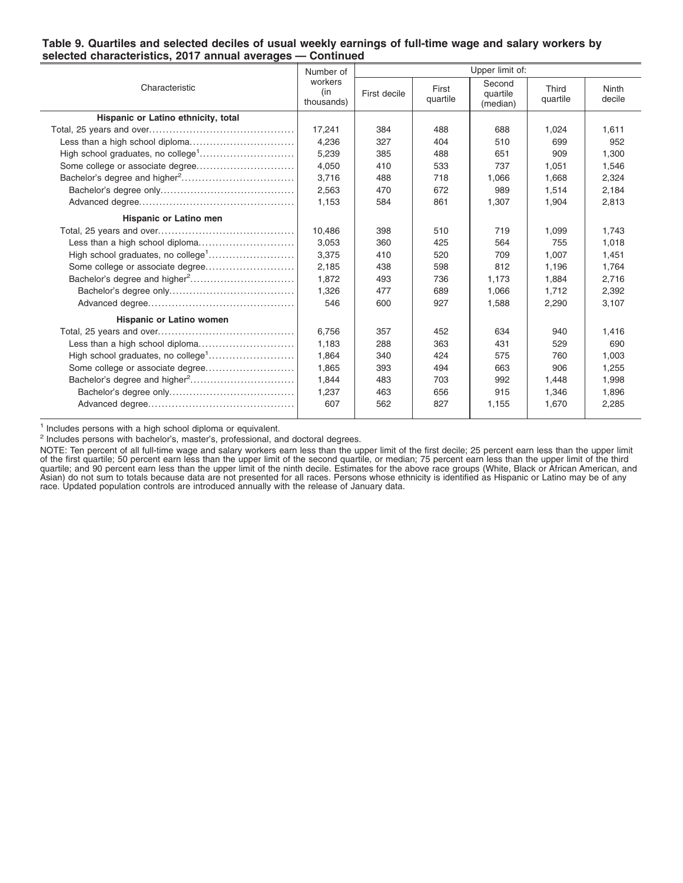**Table 9. Quartiles and selected deciles of usual weekly earnings of full-time wage and salary workers by selected characteristics, 2017 annual averages — Continued**

| Characteristic | Number of workers (in thousands) | Upper limit of: First decile | First quartile | Second quartile (median) | Third quartile | Ninth decile |
|---|---|---|---|---|---|---|
| **Hispanic or Latino ethnicity, total** | | | | | | |
| Total, 25 years and over | 17,241 | 384 | 488 | 688 | 1,024 | 1,611 |
| Less than a high school diploma | 4,236 | 327 | 404 | 510 | 699 | 952 |
| High school graduates, no college[1] | 5,239 | 385 | 488 | 651 | 909 | 1,300 |
| Some college or associate degree | 4,050 | 410 | 533 | 737 | 1,051 | 1,546 |
| Bachelor's degree and higher[2] | 3,716 | 488 | 718 | 1,066 | 1,668 | 2,324 |
| Bachelor's degree only | 2,563 | 470 | 672 | 989 | 1,514 | 2,184 |
| Advanced degree | 1,153 | 584 | 861 | 1,307 | 1,904 | 2,813 |
| **Hispanic or Latino men** | | | | | | |
| Total, 25 years and over | 10,486 | 398 | 510 | 719 | 1,099 | 1,743 |
| Less than a high school diploma | 3,053 | 360 | 425 | 564 | 755 | 1,018 |
| High school graduates, no college[1] | 3,375 | 410 | 520 | 709 | 1,007 | 1,451 |
| Some college or associate degree | 2,185 | 438 | 598 | 812 | 1,196 | 1,764 |
| Bachelor's degree and higher[2] | 1,872 | 493 | 736 | 1,173 | 1,884 | 2,716 |
| Bachelor's degree only | 1,326 | 477 | 689 | 1,066 | 1,712 | 2,392 |
| Advanced degree | 546 | 600 | 927 | 1,588 | 2,290 | 3,107 |
| **Hispanic or Latino women** | | | | | | |
| Total, 25 years and over | 6,756 | 357 | 452 | 634 | 940 | 1,416 |
| Less than a high school diploma | 1,183 | 288 | 363 | 431 | 529 | 690 |
| High school graduates, no college[1] | 1,864 | 340 | 424 | 575 | 760 | 1,003 |
| Some college or associate degree | 1,865 | 393 | 494 | 663 | 906 | 1,255 |
| Bachelor's degree and higher[2] | 1,844 | 483 | 703 | 992 | 1,448 | 1,998 |
| Bachelor's degree only | 1,237 | 463 | 656 | 915 | 1,346 | 1,896 |
| Advanced degree | 607 | 562 | 827 | 1,155 | 1,670 | 2,285 |

[1] Includes persons with a high school diploma or equivalent.

[2] Includes persons with bachelor's, master's, professional, and doctoral degrees.

NOTE: Ten percent of all full-time wage and salary workers earn less than the upper limit of the first decile; 25 percent earn less than the upper limit of the first quartile; 50 percent earn less than the upper limit of the second quartile, or median; 75 percent earn less than the upper limit of the third quartile; and 90 percent earn less than the upper limit of the ninth decile. Estimates for the above race groups (White, Black or African American, and Asian) do not sum to totals because data are not presented for all races. Persons whose ethnicity is identified as Hispanic or Latino may be of any race. Updated population controls are introduced annually with the release of January data.